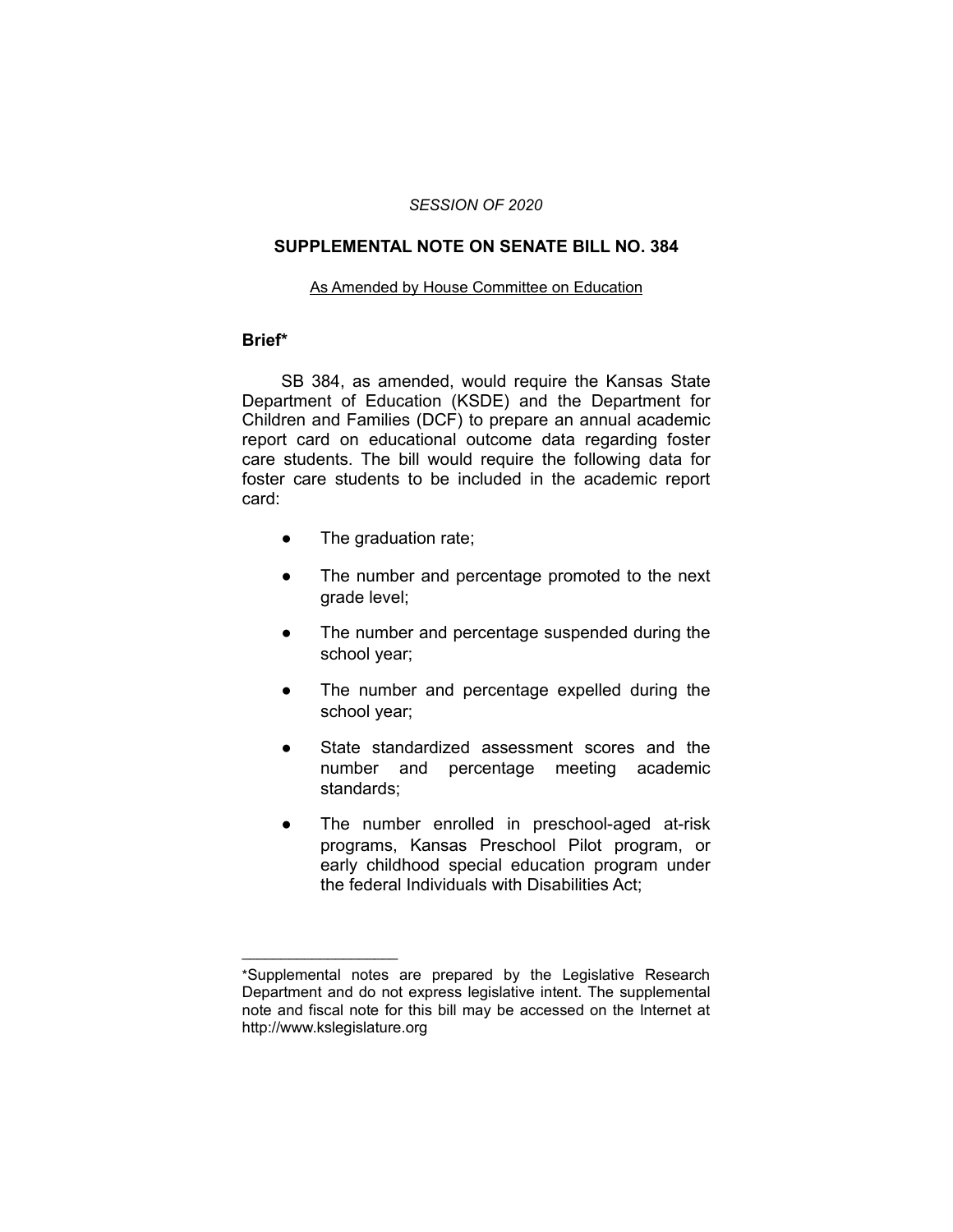*SESSION OF 2020*

## SUPPLEMENTAL NOTE ON SENATE BILL NO. 384

As Amended by House Committee on Education

### Brief*

SB 384, as amended, would require the Kansas State Department of Education (KSDE) and the Department for Children and Families (DCF) to prepare an annual academic report card on educational outcome data regarding foster care students. The bill would require the following data for foster care students to be included in the academic report card:

- The graduation rate;
- The number and percentage promoted to the next grade level;
- The number and percentage suspended during the school year;
- The number and percentage expelled during the school year;
- State standardized assessment scores and the number and percentage meeting academic standards;
- The number enrolled in preschool-aged at-risk programs, Kansas Preschool Pilot program, or early childhood special education program under the federal Individuals with Disabilities Act;

---

*Supplemental notes are prepared by the Legislative Research Department and do not express legislative intent. The supplemental note and fiscal note for this bill may be accessed on the Internet at http://www.kslegislature.org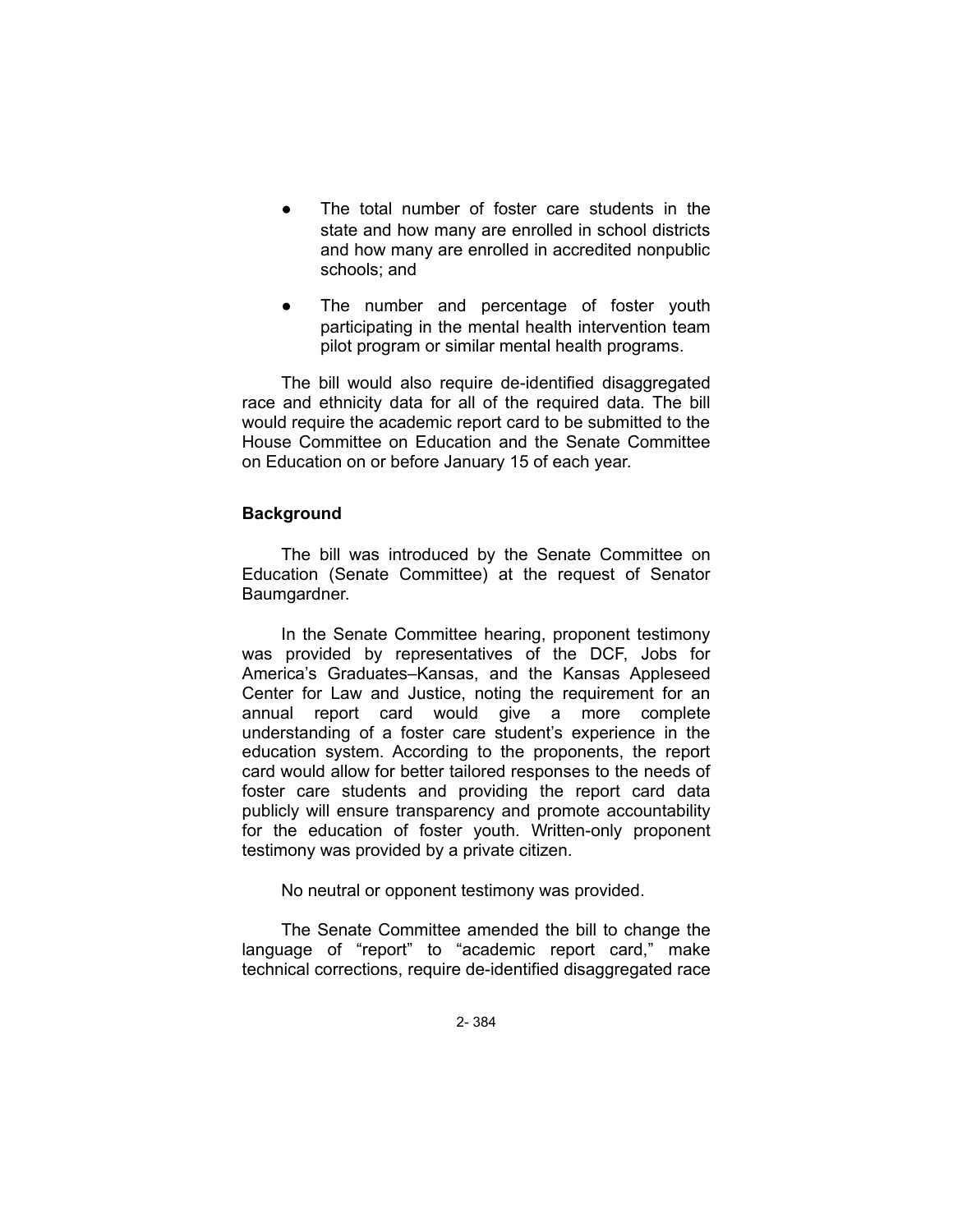- The total number of foster care students in the state and how many are enrolled in school districts and how many are enrolled in accredited nonpublic schools; and
- The number and percentage of foster youth participating in the mental health intervention team pilot program or similar mental health programs.

The bill would also require de-identified disaggregated race and ethnicity data for all of the required data. The bill would require the academic report card to be submitted to the House Committee on Education and the Senate Committee on Education on or before January 15 of each year.

### Background

The bill was introduced by the Senate Committee on Education (Senate Committee) at the request of Senator Baumgardner.

In the Senate Committee hearing, proponent testimony was provided by representatives of the DCF, Jobs for America's Graduates–Kansas, and the Kansas Appleseed Center for Law and Justice, noting the requirement for an annual report card would give a more complete understanding of a foster care student's experience in the education system. According to the proponents, the report card would allow for better tailored responses to the needs of foster care students and providing the report card data publicly will ensure transparency and promote accountability for the education of foster youth. Written-only proponent testimony was provided by a private citizen.

No neutral or opponent testimony was provided.

The Senate Committee amended the bill to change the language of "report" to "academic report card," make technical corrections, require de-identified disaggregated race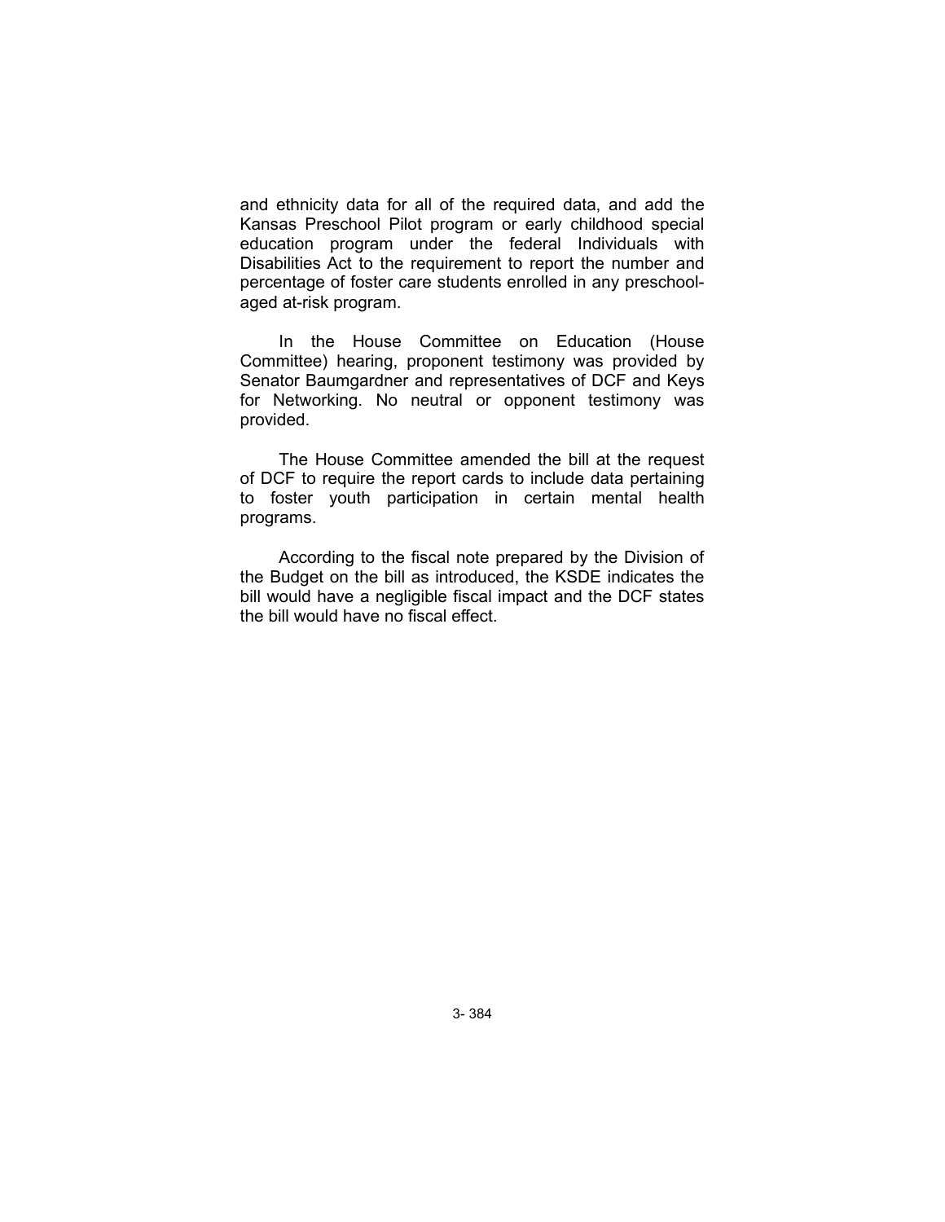and ethnicity data for all of the required data, and add the Kansas Preschool Pilot program or early childhood special education program under the federal Individuals with Disabilities Act to the requirement to report the number and percentage of foster care students enrolled in any preschool-aged at-risk program.

In the House Committee on Education (House Committee) hearing, proponent testimony was provided by Senator Baumgardner and representatives of DCF and Keys for Networking. No neutral or opponent testimony was provided.

The House Committee amended the bill at the request of DCF to require the report cards to include data pertaining to foster youth participation in certain mental health programs.

According to the fiscal note prepared by the Division of the Budget on the bill as introduced, the KSDE indicates the bill would have a negligible fiscal impact and the DCF states the bill would have no fiscal effect.